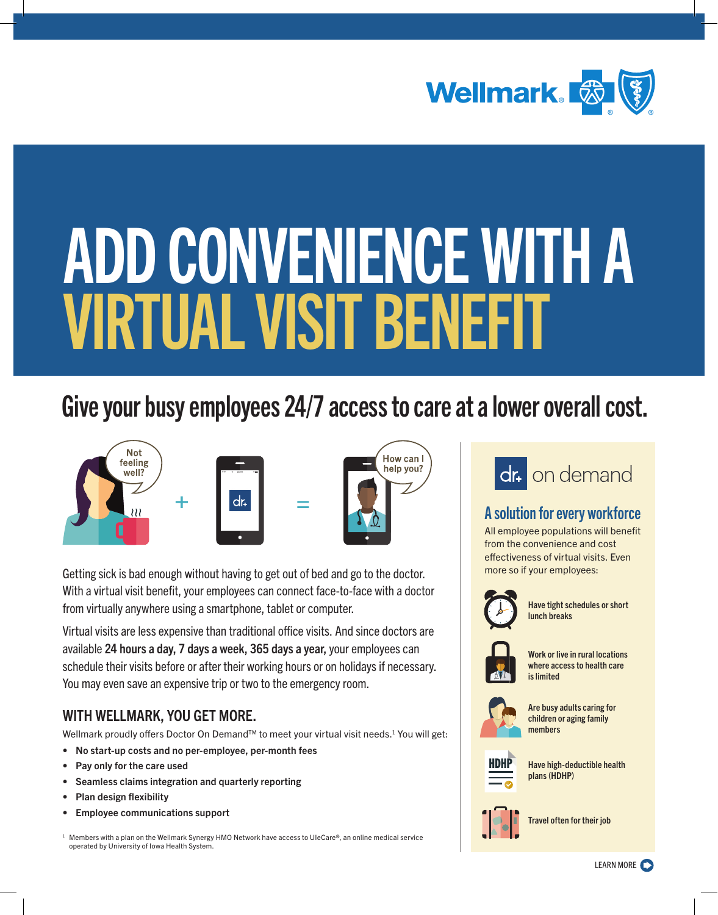# ADD CONVENIENCE WITH A VIRTUAL VISIT BENEFIT

## Give your busy employees 24/7 access to care at a lower overall cost.

Getting sick is bad enough without having to get out of bed and go to the doctor. With a virtual visit benefit, your employees can connect face-to-face with a doctor from virtually anywhere using a smartphone, tablet or computer.

Virtual visits are less expensive than traditional office visits. And since doctors are available **24 hours a day, 7 days a week, 365 days a year,** your employees can schedule their visits before or after their working hours or on holidays if necessary. You may even save an expensive trip or two to the emergency room.

### WITH WELLMARK, YOU GET MORE.

Wellmark proudly offers Doctor On Demand™ to meet your virtual visit needs.[1] You will get:

- **No start-up costs and no per-employee, per-month fees**
- **Pay only for the care used**
- **Seamless claims integration and quarterly reporting**
- **Plan design flexibility**
- **Employee communications support**

[1] Members with a plan on the Wellmark Synergy HMO Network have access to UIeCare®, an online medical service operated by University of Iowa Health System.

## A solution for every workforce

All employee populations will benefit from the convenience and cost effectiveness of virtual visits. Even more so if your employees:

- **Have tight schedules or short lunch breaks**
- **Work or live in rural locations where access to health care is limited**
- **Are busy adults caring for children or aging family members**
- **Have high-deductible health plans (HDHP)**
- **Travel often for their job**

LEARN MORE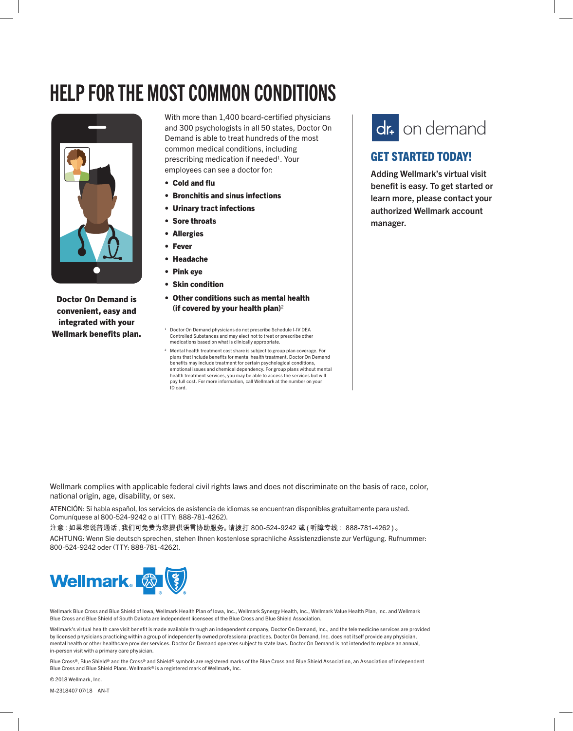# HELP FOR THE MOST COMMON CONDITIONS

**Doctor On Demand is convenient, easy and integrated with your Wellmark benefits plan.**

With more than 1,400 board-certified physicians and 300 psychologists in all 50 states, Doctor On Demand is able to treat hundreds of the most common medical conditions, including prescribing medication if needed[1]. Your employees can see a doctor for:

- **Cold and flu**
- **Bronchitis and sinus infections**
- **Urinary tract infections**
- **Sore throats**
- **Allergies**
- **Fever**
- **Headache**
- **Pink eye**
- **Skin condition**
- **Other conditions such as mental health (if covered by your health plan)**[2]

[1] Doctor On Demand physicians do not prescribe Schedule I-IV DEA Controlled Substances and may elect not to treat or prescribe other medications based on what is clinically appropriate.

[2] Mental health treatment cost share is subject to group plan coverage. For plans that include benefits for mental health treatment, Doctor On Demand benefits may include treatment for certain psychological conditions, emotional issues and chemical dependency. For group plans without mental health treatment services, you may be able to access the services but will pay full cost. For more information, call Wellmark at the number on your ID card.

dr. on demand

## GET STARTED TODAY!

**Adding Wellmark's virtual visit benefit is easy. To get started or learn more, please contact your authorized Wellmark account manager.**

Wellmark complies with applicable federal civil rights laws and does not discriminate on the basis of race, color, national origin, age, disability, or sex.

ATENCIÓN: Si habla español, los servicios de asistencia de idiomas se encuentran disponibles gratuitamente para usted. Comuníquese al 800-524-9242 o al (TTY: 888-781-4262).

注意：如果您说普通话，我们可免费为您提供语言协助服务。请拨打 800-524-9242 或（听障专线： 888-781-4262）。

ACHTUNG: Wenn Sie deutsch sprechen, stehen Ihnen kostenlose sprachliche Assistenzdienste zur Verfügung. Rufnummer: 800-524-9242 oder (TTY: 888-781-4262).

Wellmark.

Wellmark Blue Cross and Blue Shield of Iowa, Wellmark Health Plan of Iowa, Inc., Wellmark Synergy Health, Inc., Wellmark Value Health Plan, Inc. and Wellmark Blue Cross and Blue Shield of South Dakota are independent licensees of the Blue Cross and Blue Shield Association.

Wellmark's virtual health care visit benefit is made available through an independent company, Doctor On Demand, Inc., and the telemedicine services are provided by licensed physicians practicing within a group of independently owned professional practices. Doctor On Demand, Inc. does not itself provide any physician, mental health or other healthcare provider services. Doctor On Demand operates subject to state laws. Doctor On Demand is not intended to replace an annual, in-person visit with a primary care physician.

Blue Cross®, Blue Shield® and the Cross® and Shield® symbols are registered marks of the Blue Cross and Blue Shield Association, an Association of Independent Blue Cross and Blue Shield Plans. Wellmark® is a registered mark of Wellmark, Inc.

© 2018 Wellmark, Inc.

M-2318407 07/18 AN-T